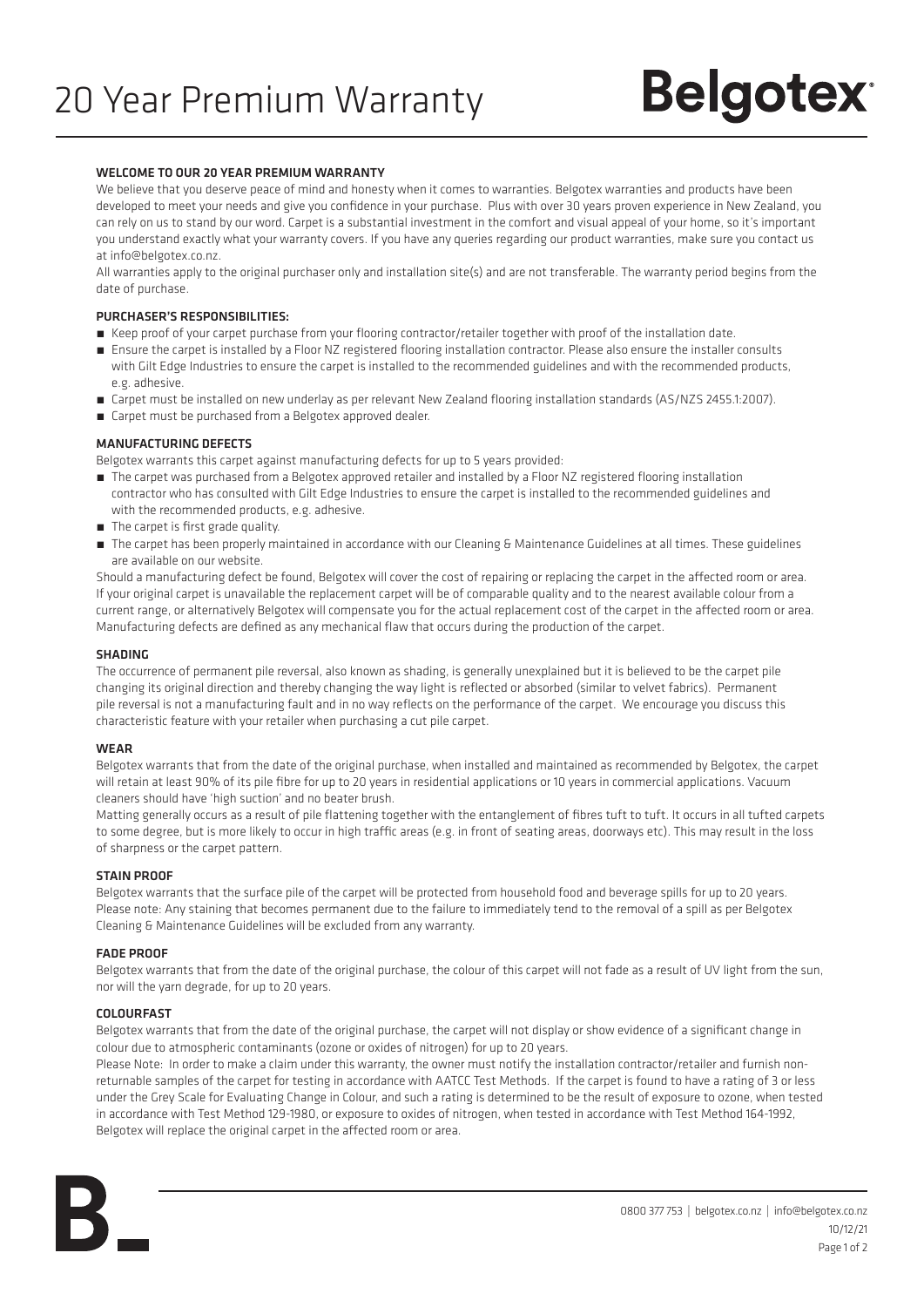# 20 Year Premium Warranty

Belgotex

## WELCOME TO OUR 20 YEAR PREMIUM WARRANTY

We believe that you deserve peace of mind and honesty when it comes to warranties. Belgotex warranties and products have been developed to meet your needs and give you confidence in your purchase. Plus with over 30 years proven experience in New Zealand, you can rely on us to stand by our word. Carpet is a substantial investment in the comfort and visual appeal of your home, so it's important you understand exactly what your warranty covers. If you have any queries regarding our product warranties, make sure you contact us at info@belgotex.co.nz.

All warranties apply to the original purchaser only and installation site(s) and are not transferable. The warranty period begins from the date of purchase.

## PURCHASER'S RESPONSIBILITIES:

- Keep proof of your carpet purchase from your flooring contractor/retailer together with proof of the installation date.
- Ensure the carpet is installed by a Floor NZ registered flooring installation contractor. Please also ensure the installer consults with Gilt Edge Industries to ensure the carpet is installed to the recommended guidelines and with the recommended products, e.g. adhesive.
- Carpet must be installed on new underlay as per relevant New Zealand flooring installation standards (AS/NZS 2455.1:2007).
- Carpet must be purchased from a Belgotex approved dealer.

## MANUFACTURING DEFECTS

Belgotex warrants this carpet against manufacturing defects for up to 5 years provided:

- The carpet was purchased from a Belgotex approved retailer and installed by a Floor NZ registered flooring installation contractor who has consulted with Gilt Edge Industries to ensure the carpet is installed to the recommended guidelines and with the recommended products, e.g. adhesive.
- The carpet is first grade quality.
- The carpet has been properly maintained in accordance with our Cleaning & Maintenance Guidelines at all times. These guidelines are available on our website.

Should a manufacturing defect be found, Belgotex will cover the cost of repairing or replacing the carpet in the affected room or area. If your original carpet is unavailable the replacement carpet will be of comparable quality and to the nearest available colour from a current range, or alternatively Belgotex will compensate you for the actual replacement cost of the carpet in the affected room or area. Manufacturing defects are defined as any mechanical flaw that occurs during the production of the carpet.

## SHADING

The occurrence of permanent pile reversal, also known as shading, is generally unexplained but it is believed to be the carpet pile changing its original direction and thereby changing the way light is reflected or absorbed (similar to velvet fabrics). Permanent pile reversal is not a manufacturing fault and in no way reflects on the performance of the carpet. We encourage you discuss this characteristic feature with your retailer when purchasing a cut pile carpet.

## WEAR

Belgotex warrants that from the date of the original purchase, when installed and maintained as recommended by Belgotex, the carpet will retain at least 90% of its pile fibre for up to 20 years in residential applications or 10 years in commercial applications. Vacuum cleaners should have 'high suction' and no beater brush.

Matting generally occurs as a result of pile flattening together with the entanglement of fibres tuft to tuft. It occurs in all tufted carpets to some degree, but is more likely to occur in high traffic areas (e.g. in front of seating areas, doorways etc). This may result in the loss of sharpness or the carpet pattern.

## STAIN PROOF

Belgotex warrants that the surface pile of the carpet will be protected from household food and beverage spills for up to 20 years. Please note: Any staining that becomes permanent due to the failure to immediately tend to the removal of a spill as per Belgotex Cleaning & Maintenance Guidelines will be excluded from any warranty.

## FADE PROOF

Belgotex warrants that from the date of the original purchase, the colour of this carpet will not fade as a result of UV light from the sun, nor will the yarn degrade, for up to 20 years.

## COLOURFAST

Belgotex warrants that from the date of the original purchase, the carpet will not display or show evidence of a significant change in colour due to atmospheric contaminants (ozone or oxides of nitrogen) for up to 20 years.

Please Note: In order to make a claim under this warranty, the owner must notify the installation contractor/retailer and furnish non-returnable samples of the carpet for testing in accordance with AATCC Test Methods. If the carpet is found to have a rating of 3 or less under the Grey Scale for Evaluating Change in Colour, and such a rating is determined to be the result of exposure to ozone, when tested in accordance with Test Method 129-1980, or exposure to oxides of nitrogen, when tested in accordance with Test Method 164-1992, Belgotex will replace the original carpet in the affected room or area.

0800 377 753 | belgotex.co.nz | info@belgotex.co.nz
10/12/21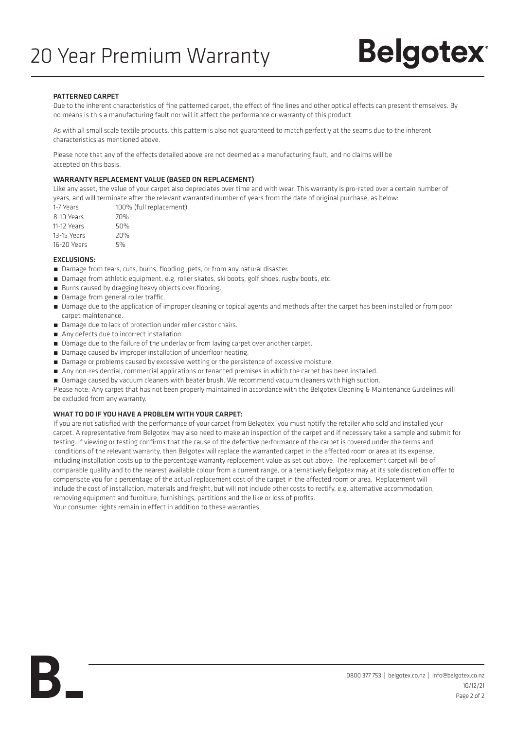# 20 Year Premium Warranty

**Belgotex**

### PATTERNED CARPET

Due to the inherent characteristics of fine patterned carpet, the effect of fine lines and other optical effects can present themselves. By no means is this a manufacturing fault nor will it affect the performance or warranty of this product.

As with all small scale textile products, this pattern is also not guaranteed to match perfectly at the seams due to the inherent characteristics as mentioned above.

Please note that any of the effects detailed above are not deemed as a manufacturing fault, and no claims will be accepted on this basis.

### WARRANTY REPLACEMENT VALUE (BASED ON REPLACEMENT)

Like any asset, the value of your carpet also depreciates over time and with wear. This warranty is pro-rated over a certain number of years, and will terminate after the relevant warranted number of years from the date of original purchase, as below:

| | |
|---|---|
| 1-7 Years | 100% (full replacement) |
| 8-10 Years | 70% |
| 11-12 Years | 50% |
| 13-15 Years | 20% |
| 16-20 Years | 5% |

### EXCLUSIONS:

- Damage from tears, cuts, burns, flooding, pets, or from any natural disaster.
- Damage from athletic equipment, e.g. roller skates, ski boots, golf shoes, rugby boots, etc.
- Burns caused by dragging heavy objects over flooring.
- Damage from general roller traffic.
- Damage due to the application of improper cleaning or topical agents and methods after the carpet has been installed or from poor carpet maintenance.
- Damage due to lack of protection under roller castor chairs.
- Any defects due to incorrect installation.
- Damage due to the failure of the underlay or from laying carpet over another carpet.
- Damage caused by improper installation of underfloor heating.
- Damage or problems caused by excessive wetting or the persistence of excessive moisture.
- Any non-residential, commercial applications or tenanted premises in which the carpet has been installed.
- Damage caused by vacuum cleaners with beater brush. We recommend vacuum cleaners with high suction.

Please note: Any carpet that has not been properly maintained in accordance with the Belgotex Cleaning & Maintenance Guidelines will be excluded from any warranty.

### WHAT TO DO IF YOU HAVE A PROBLEM WITH YOUR CARPET:

If you are not satisfied with the performance of your carpet from Belgotex, you must notify the retailer who sold and installed your carpet. A representative from Belgotex may also need to make an inspection of the carpet and if necessary take a sample and submit for testing. If viewing or testing confirms that the cause of the defective performance of the carpet is covered under the terms and conditions of the relevant warranty, then Belgotex will replace the warranted carpet in the affected room or area at its expense, including installation costs up to the percentage warranty replacement value as set out above. The replacement carpet will be of comparable quality and to the nearest available colour from a current range, or alternatively Belgotex may at its sole discretion offer to compensate you for a percentage of the actual replacement cost of the carpet in the affected room or area. Replacement will include the cost of installation, materials and freight, but will not include other costs to rectify, e.g. alternative accommodation, removing equipment and furniture, furnishings, partitions and the like or loss of profits.
Your consumer rights remain in effect in addition to these warranties.

0800 377 753 | belgotex.co.nz | info@belgotex.co.nz
10/12/21